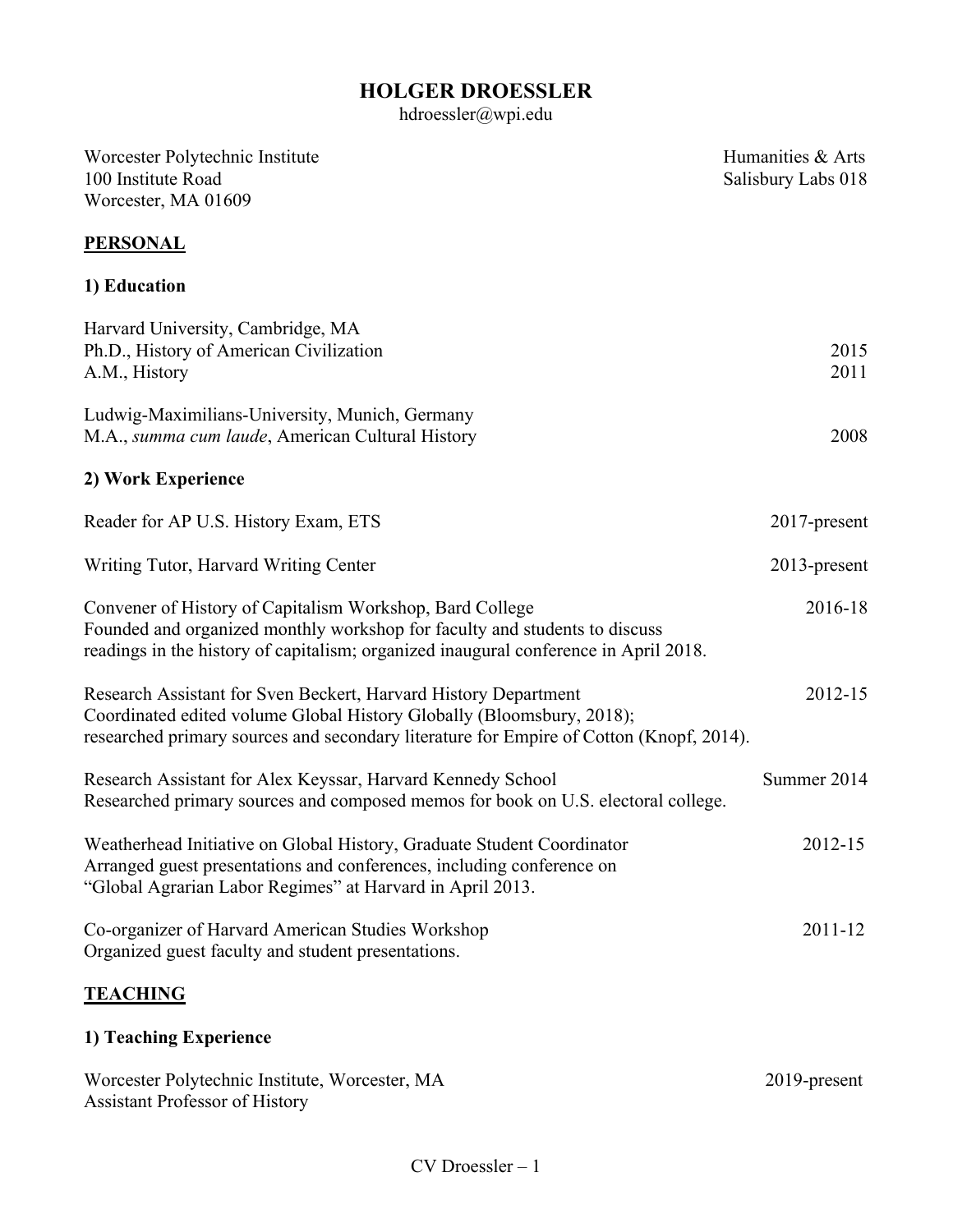# HOLDER DROESSLER

hdroessler@wpi.edu

Worcester Polytechnic Institute
100 Institute Road
Worcester, MA 01609

Humanities & Arts
Salisbury Labs 018

## PERSONAL

### 1) Education

Harvard University, Cambridge, MA
Ph.D., History of American Civilization — 2015
A.M., History — 2011

Ludwig-Maximilians-University, Munich, Germany
M.A., *summa cum laude*, American Cultural History — 2008

### 2) Work Experience

Reader for AP U.S. History Exam, ETS — 2017-present

Writing Tutor, Harvard Writing Center — 2013-present

Convener of History of Capitalism Workshop, Bard College — 2016-18
Founded and organized monthly workshop for faculty and students to discuss readings in the history of capitalism; organized inaugural conference in April 2018.

Research Assistant for Sven Beckert, Harvard History Department — 2012-15
Coordinated edited volume Global History Globally (Bloomsbury, 2018); researched primary sources and secondary literature for Empire of Cotton (Knopf, 2014).

Research Assistant for Alex Keyssar, Harvard Kennedy School — Summer 2014
Researched primary sources and composed memos for book on U.S. electoral college.

Weatherhead Initiative on Global History, Graduate Student Coordinator — 2012-15
Arranged guest presentations and conferences, including conference on "Global Agrarian Labor Regimes" at Harvard in April 2013.

Co-organizer of Harvard American Studies Workshop — 2011-12
Organized guest faculty and student presentations.

## TEACHING

### 1) Teaching Experience

Worcester Polytechnic Institute, Worcester, MA — 2019-present
Assistant Professor of History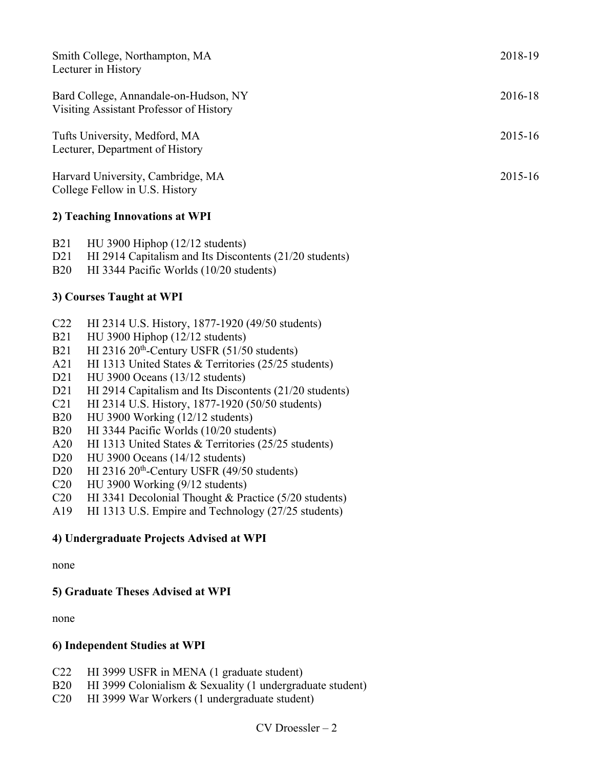Smith College, Northampton, MA 2018-19
Lecturer in History

Bard College, Annandale-on-Hudson, NY 2016-18
Visiting Assistant Professor of History

Tufts University, Medford, MA 2015-16
Lecturer, Department of History

Harvard University, Cambridge, MA 2015-16
College Fellow in U.S. History

**2) Teaching Innovations at WPI**

B21 HU 3900 Hiphop (12/12 students)
D21 HI 2914 Capitalism and Its Discontents (21/20 students)
B20 HI 3344 Pacific Worlds (10/20 students)

**3) Courses Taught at WPI**

C22 HI 2314 U.S. History, 1877-1920 (49/50 students)
B21 HU 3900 Hiphop (12/12 students)
B21 HI 2316 20th-Century USFR (51/50 students)
A21 HI 1313 United States & Territories (25/25 students)
D21 HU 3900 Oceans (13/12 students)
D21 HI 2914 Capitalism and Its Discontents (21/20 students)
C21 HI 2314 U.S. History, 1877-1920 (50/50 students)
B20 HU 3900 Working (12/12 students)
B20 HI 3344 Pacific Worlds (10/20 students)
A20 HI 1313 United States & Territories (25/25 students)
D20 HU 3900 Oceans (14/12 students)
D20 HI 2316 20th-Century USFR (49/50 students)
C20 HU 3900 Working (9/12 students)
C20 HI 3341 Decolonial Thought & Practice (5/20 students)
A19 HI 1313 U.S. Empire and Technology (27/25 students)

**4) Undergraduate Projects Advised at WPI**

none

**5) Graduate Theses Advised at WPI**

none

**6) Independent Studies at WPI**

C22 HI 3999 USFR in MENA (1 graduate student)
B20 HI 3999 Colonialism & Sexuality (1 undergraduate student)
C20 HI 3999 War Workers (1 undergraduate student)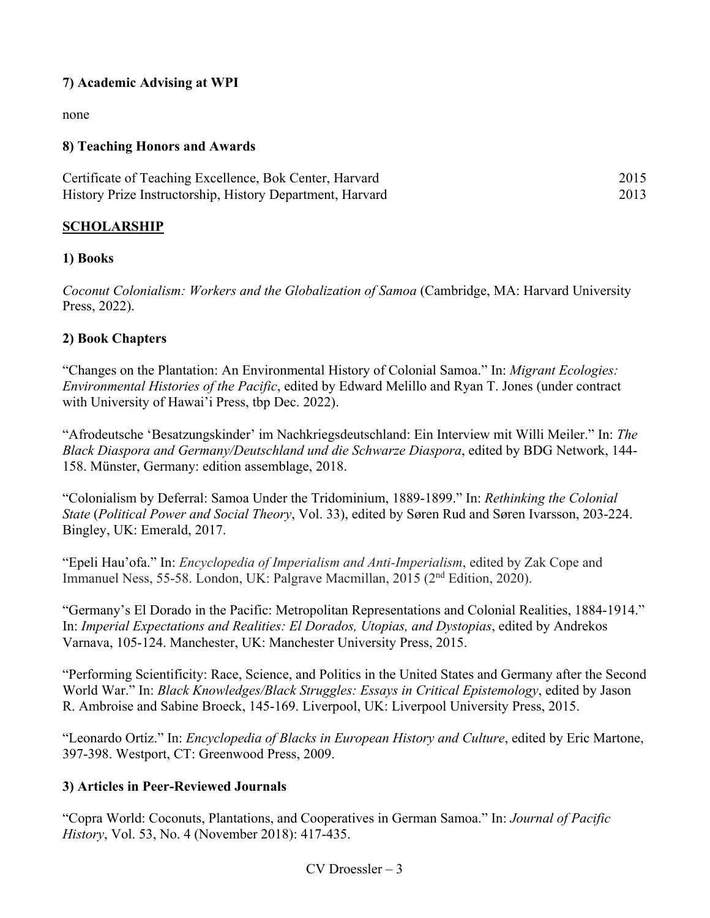### 7) Academic Advising at WPI

none

### 8) Teaching Honors and Awards

Certificate of Teaching Excellence, Bok Center, Harvard 2015
History Prize Instructorship, History Department, Harvard 2013

## SCHOLARSHIP

### 1) Books

*Coconut Colonialism: Workers and the Globalization of Samoa* (Cambridge, MA: Harvard University Press, 2022).

### 2) Book Chapters

"Changes on the Plantation: An Environmental History of Colonial Samoa." In: *Migrant Ecologies: Environmental Histories of the Pacific*, edited by Edward Melillo and Ryan T. Jones (under contract with University of Hawai'i Press, tbp Dec. 2022).

"Afrodeutsche 'Besatzungskinder' im Nachkriegsdeutschland: Ein Interview mit Willi Meiler." In: *The Black Diaspora and Germany/Deutschland und die Schwarze Diaspora*, edited by BDG Network, 144-158. Münster, Germany: edition assemblage, 2018.

"Colonialism by Deferral: Samoa Under the Tridominium, 1889-1899." In: *Rethinking the Colonial State* (*Political Power and Social Theory*, Vol. 33), edited by Søren Rud and Søren Ivarsson, 203-224. Bingley, UK: Emerald, 2017.

"Epeli Hau'ofa." In: *Encyclopedia of Imperialism and Anti-Imperialism*, edited by Zak Cope and Immanuel Ness, 55-58. London, UK: Palgrave Macmillan, 2015 (2nd Edition, 2020).

"Germany's El Dorado in the Pacific: Metropolitan Representations and Colonial Realities, 1884-1914." In: *Imperial Expectations and Realities: El Dorados, Utopias, and Dystopias*, edited by Andrekos Varnava, 105-124. Manchester, UK: Manchester University Press, 2015.

"Performing Scientificity: Race, Science, and Politics in the United States and Germany after the Second World War." In: *Black Knowledges/Black Struggles: Essays in Critical Epistemology*, edited by Jason R. Ambroise and Sabine Broeck, 145-169. Liverpool, UK: Liverpool University Press, 2015.

"Leonardo Ortíz." In: *Encyclopedia of Blacks in European History and Culture*, edited by Eric Martone, 397-398. Westport, CT: Greenwood Press, 2009.

### 3) Articles in Peer-Reviewed Journals

"Copra World: Coconuts, Plantations, and Cooperatives in German Samoa." In: *Journal of Pacific History*, Vol. 53, No. 4 (November 2018): 417-435.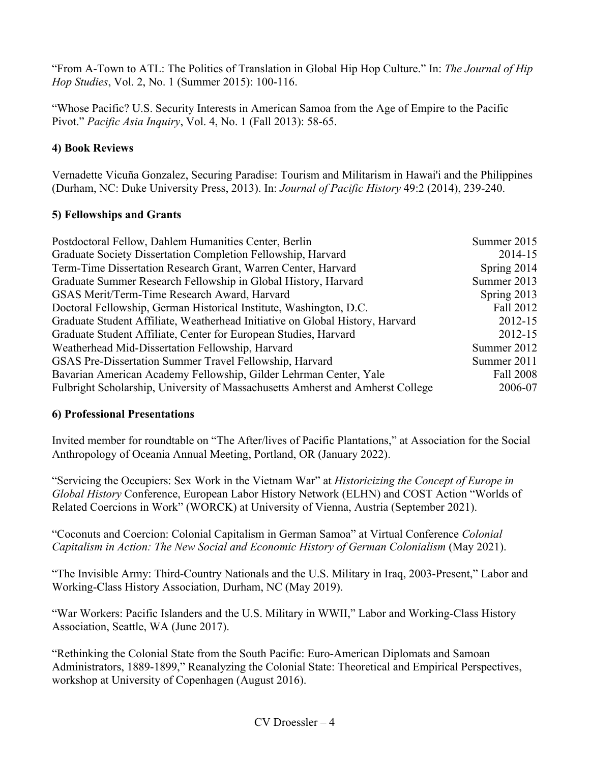"From A-Town to ATL: The Politics of Translation in Global Hip Hop Culture." In: *The Journal of Hip Hop Studies*, Vol. 2, No. 1 (Summer 2015): 100-116.

"Whose Pacific? U.S. Security Interests in American Samoa from the Age of Empire to the Pacific Pivot." *Pacific Asia Inquiry*, Vol. 4, No. 1 (Fall 2013): 58-65.

### 4) Book Reviews

Vernadette Vicuña Gonzalez, Securing Paradise: Tourism and Militarism in Hawai'i and the Philippines (Durham, NC: Duke University Press, 2013). In: *Journal of Pacific History* 49:2 (2014), 239-240.

### 5) Fellowships and Grants

| | |
|---|---|
| Postdoctoral Fellow, Dahlem Humanities Center, Berlin | Summer 2015 |
| Graduate Society Dissertation Completion Fellowship, Harvard | 2014-15 |
| Term-Time Dissertation Research Grant, Warren Center, Harvard | Spring 2014 |
| Graduate Summer Research Fellowship in Global History, Harvard | Summer 2013 |
| GSAS Merit/Term-Time Research Award, Harvard | Spring 2013 |
| Doctoral Fellowship, German Historical Institute, Washington, D.C. | Fall 2012 |
| Graduate Student Affiliate, Weatherhead Initiative on Global History, Harvard | 2012-15 |
| Graduate Student Affiliate, Center for European Studies, Harvard | 2012-15 |
| Weatherhead Mid-Dissertation Fellowship, Harvard | Summer 2012 |
| GSAS Pre-Dissertation Summer Travel Fellowship, Harvard | Summer 2011 |
| Bavarian American Academy Fellowship, Gilder Lehrman Center, Yale | Fall 2008 |
| Fulbright Scholarship, University of Massachusetts Amherst and Amherst College | 2006-07 |

### 6) Professional Presentations

Invited member for roundtable on "The After/lives of Pacific Plantations," at Association for the Social Anthropology of Oceania Annual Meeting, Portland, OR (January 2022).

"Servicing the Occupiers: Sex Work in the Vietnam War" at *Historicizing the Concept of Europe in Global History* Conference, European Labor History Network (ELHN) and COST Action "Worlds of Related Coercions in Work" (WORCK) at University of Vienna, Austria (September 2021).

"Coconuts and Coercion: Colonial Capitalism in German Samoa" at Virtual Conference *Colonial Capitalism in Action: The New Social and Economic History of German Colonialism* (May 2021).

"The Invisible Army: Third-Country Nationals and the U.S. Military in Iraq, 2003-Present," Labor and Working-Class History Association, Durham, NC (May 2019).

"War Workers: Pacific Islanders and the U.S. Military in WWII," Labor and Working-Class History Association, Seattle, WA (June 2017).

"Rethinking the Colonial State from the South Pacific: Euro-American Diplomats and Samoan Administrators, 1889-1899," Reanalyzing the Colonial State: Theoretical and Empirical Perspectives, workshop at University of Copenhagen (August 2016).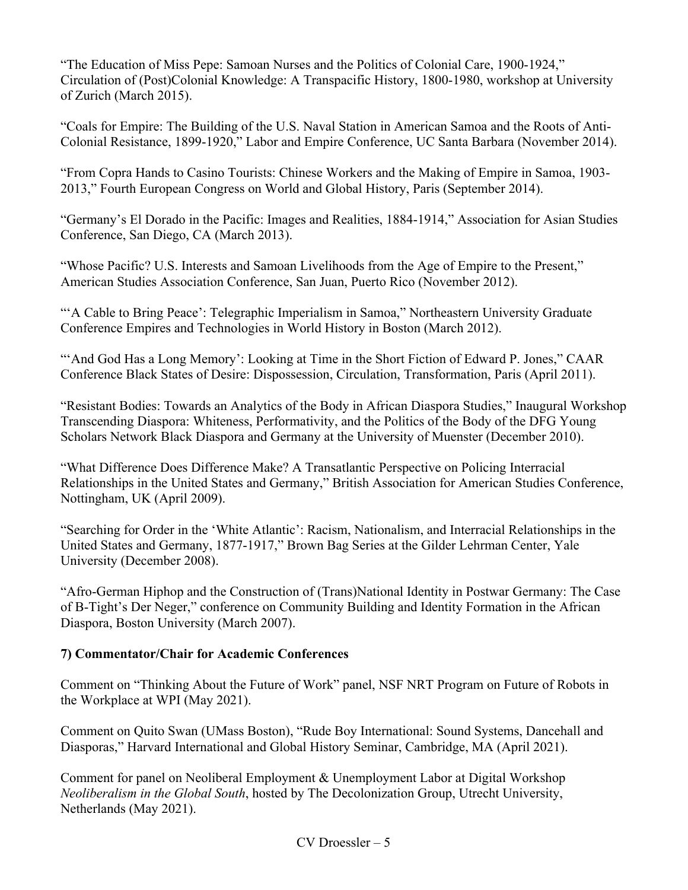"The Education of Miss Pepe: Samoan Nurses and the Politics of Colonial Care, 1900-1924," Circulation of (Post)Colonial Knowledge: A Transpacific History, 1800-1980, workshop at University of Zurich (March 2015).

"Coals for Empire: The Building of the U.S. Naval Station in American Samoa and the Roots of Anti-Colonial Resistance, 1899-1920," Labor and Empire Conference, UC Santa Barbara (November 2014).

"From Copra Hands to Casino Tourists: Chinese Workers and the Making of Empire in Samoa, 1903-2013," Fourth European Congress on World and Global History, Paris (September 2014).

"Germany's El Dorado in the Pacific: Images and Realities, 1884-1914," Association for Asian Studies Conference, San Diego, CA (March 2013).

"Whose Pacific? U.S. Interests and Samoan Livelihoods from the Age of Empire to the Present," American Studies Association Conference, San Juan, Puerto Rico (November 2012).

"'A Cable to Bring Peace': Telegraphic Imperialism in Samoa," Northeastern University Graduate Conference Empires and Technologies in World History in Boston (March 2012).

"'And God Has a Long Memory': Looking at Time in the Short Fiction of Edward P. Jones," CAAR Conference Black States of Desire: Dispossession, Circulation, Transformation, Paris (April 2011).

"Resistant Bodies: Towards an Analytics of the Body in African Diaspora Studies," Inaugural Workshop Transcending Diaspora: Whiteness, Performativity, and the Politics of the Body of the DFG Young Scholars Network Black Diaspora and Germany at the University of Muenster (December 2010).

"What Difference Does Difference Make? A Transatlantic Perspective on Policing Interracial Relationships in the United States and Germany," British Association for American Studies Conference, Nottingham, UK (April 2009).

"Searching for Order in the 'White Atlantic': Racism, Nationalism, and Interracial Relationships in the United States and Germany, 1877-1917," Brown Bag Series at the Gilder Lehrman Center, Yale University (December 2008).

"Afro-German Hiphop and the Construction of (Trans)National Identity in Postwar Germany: The Case of B-Tight's Der Neger," conference on Community Building and Identity Formation in the African Diaspora, Boston University (March 2007).

**7) Commentator/Chair for Academic Conferences**

Comment on "Thinking About the Future of Work" panel, NSF NRT Program on Future of Robots in the Workplace at WPI (May 2021).

Comment on Quito Swan (UMass Boston), "Rude Boy International: Sound Systems, Dancehall and Diasporas," Harvard International and Global History Seminar, Cambridge, MA (April 2021).

Comment for panel on Neoliberal Employment & Unemployment Labor at Digital Workshop *Neoliberalism in the Global South*, hosted by The Decolonization Group, Utrecht University, Netherlands (May 2021).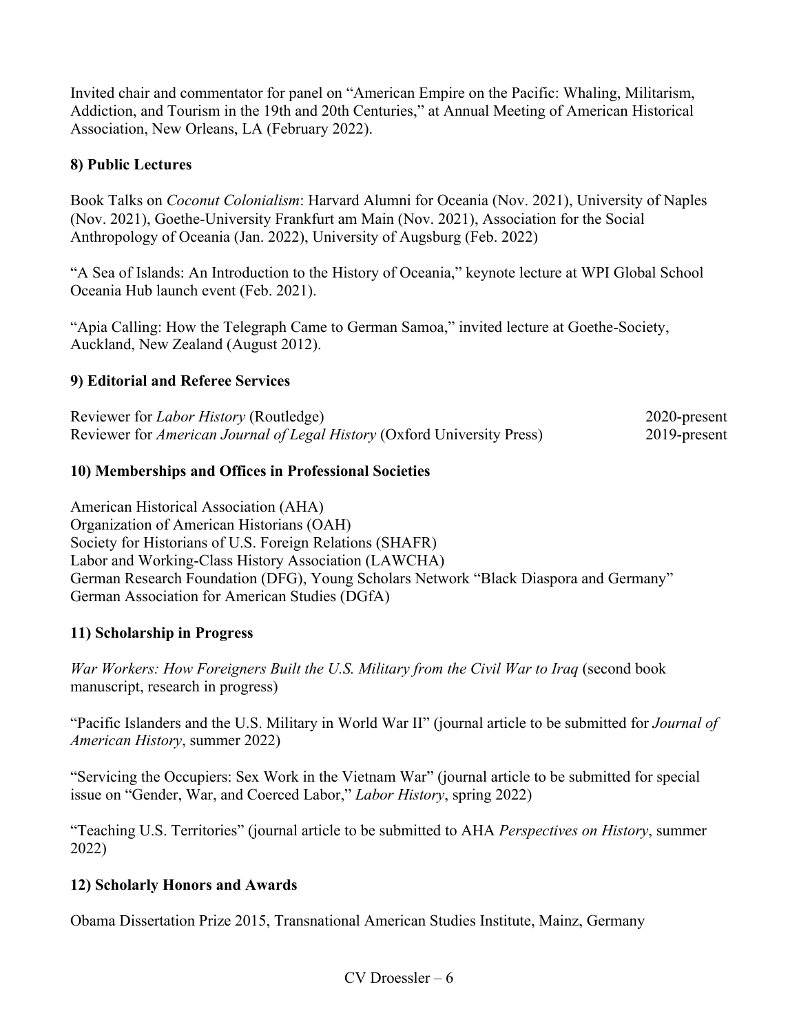Invited chair and commentator for panel on "American Empire on the Pacific: Whaling, Militarism, Addiction, and Tourism in the 19th and 20th Centuries," at Annual Meeting of American Historical Association, New Orleans, LA (February 2022).

## 8) Public Lectures

Book Talks on *Coconut Colonialism*: Harvard Alumni for Oceania (Nov. 2021), University of Naples (Nov. 2021), Goethe-University Frankfurt am Main (Nov. 2021), Association for the Social Anthropology of Oceania (Jan. 2022), University of Augsburg (Feb. 2022)

"A Sea of Islands: An Introduction to the History of Oceania," keynote lecture at WPI Global School Oceania Hub launch event (Feb. 2021).

"Apia Calling: How the Telegraph Came to German Samoa," invited lecture at Goethe-Society, Auckland, New Zealand (August 2012).

## 9) Editorial and Referee Services

Reviewer for *Labor History* (Routledge) — 2020-present
Reviewer for *American Journal of Legal History* (Oxford University Press) — 2019-present

## 10) Memberships and Offices in Professional Societies

American Historical Association (AHA)
Organization of American Historians (OAH)
Society for Historians of U.S. Foreign Relations (SHAFR)
Labor and Working-Class History Association (LAWCHA)
German Research Foundation (DFG), Young Scholars Network "Black Diaspora and Germany"
German Association for American Studies (DGfA)

## 11) Scholarship in Progress

*War Workers: How Foreigners Built the U.S. Military from the Civil War to Iraq* (second book manuscript, research in progress)

"Pacific Islanders and the U.S. Military in World War II" (journal article to be submitted for *Journal of American History*, summer 2022)

"Servicing the Occupiers: Sex Work in the Vietnam War" (journal article to be submitted for special issue on "Gender, War, and Coerced Labor," *Labor History*, spring 2022)

"Teaching U.S. Territories" (journal article to be submitted to AHA *Perspectives on History*, summer 2022)

## 12) Scholarly Honors and Awards

Obama Dissertation Prize 2015, Transnational American Studies Institute, Mainz, Germany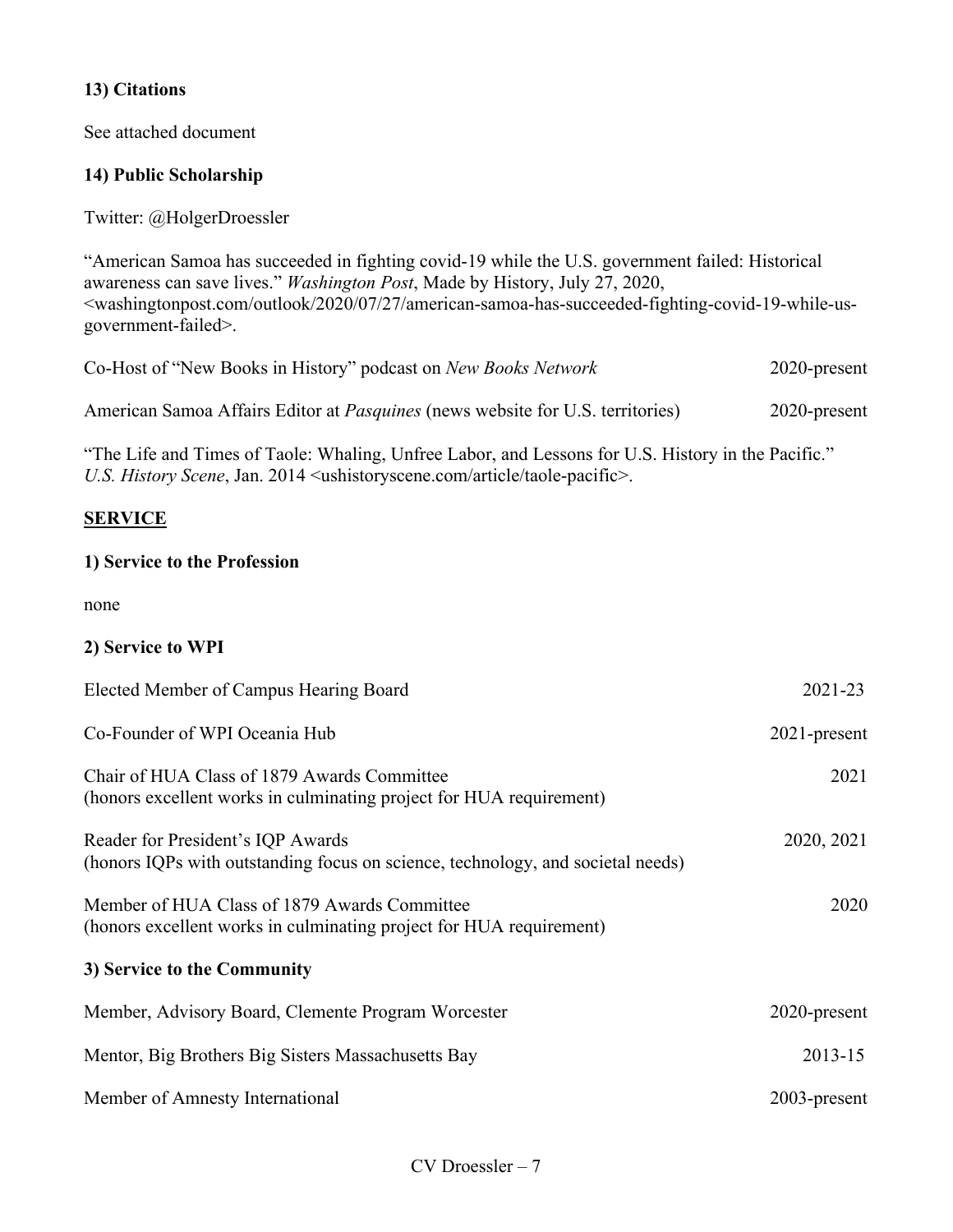**13) Citations**

See attached document

**14) Public Scholarship**

Twitter: @HolgerDroessler

"American Samoa has succeeded in fighting covid-19 while the U.S. government failed: Historical awareness can save lives." *Washington Post*, Made by History, July 27, 2020, <washingtonpost.com/outlook/2020/07/27/american-samoa-has-succeeded-fighting-covid-19-while-us-government-failed>.

Co-Host of "New Books in History" podcast on *New Books Network* — 2020-present

American Samoa Affairs Editor at *Pasquines* (news website for U.S. territories) — 2020-present

"The Life and Times of Taole: Whaling, Unfree Labor, and Lessons for U.S. History in the Pacific." *U.S. History Scene*, Jan. 2014 <ushistoryscene.com/article/taole-pacific>.

## SERVICE

**1) Service to the Profession**

none

**2) Service to WPI**

Elected Member of Campus Hearing Board — 2021-23

Co-Founder of WPI Oceania Hub — 2021-present

Chair of HUA Class of 1879 Awards Committee — 2021
(honors excellent works in culminating project for HUA requirement)

Reader for President's IQP Awards — 2020, 2021
(honors IQPs with outstanding focus on science, technology, and societal needs)

Member of HUA Class of 1879 Awards Committee — 2020
(honors excellent works in culminating project for HUA requirement)

**3) Service to the Community**

Member, Advisory Board, Clemente Program Worcester — 2020-present

Mentor, Big Brothers Big Sisters Massachusetts Bay — 2013-15

Member of Amnesty International — 2003-present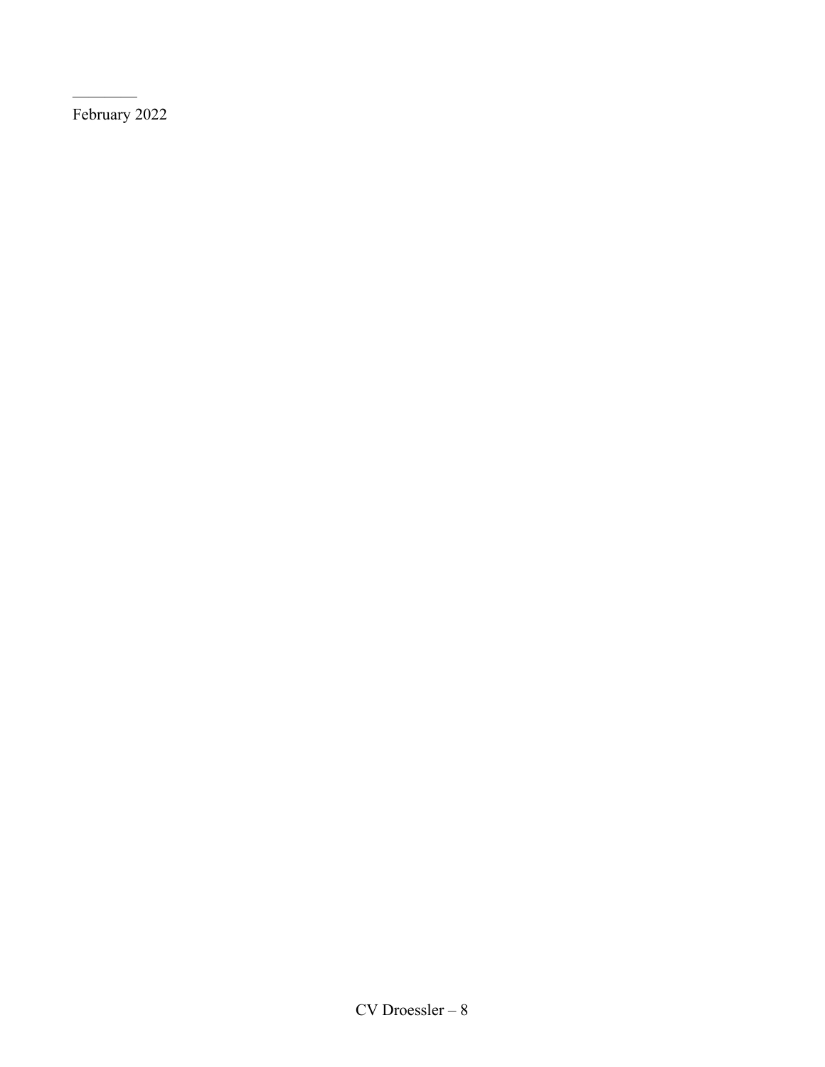February 2022